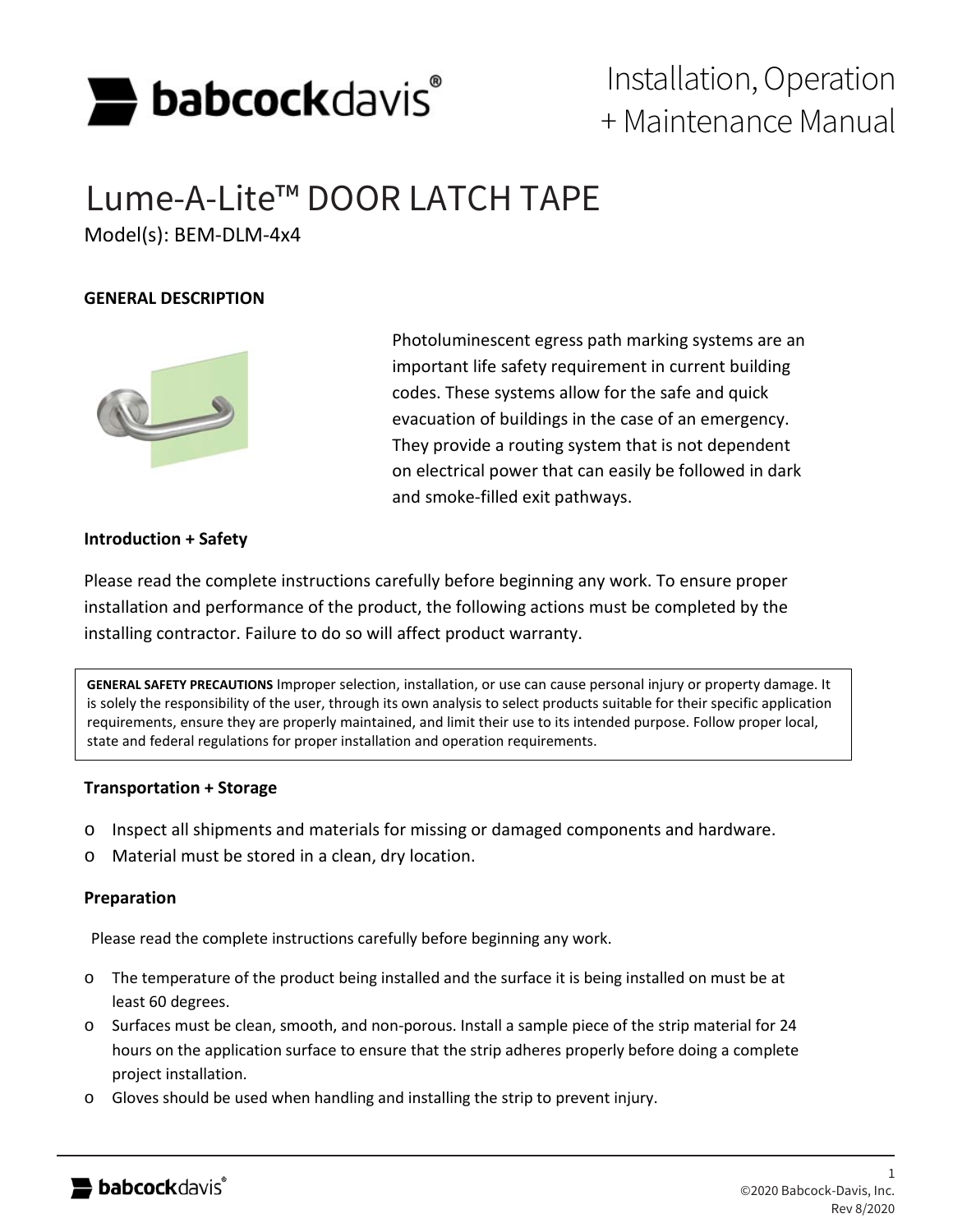# Installation, Operation + Maintenance Manual

# Lume-A-Lite™ DOOR LATCH TAPE

Model(s): BEM-DLM-4x4

## GENERAL DESCRIPTION

Photoluminescent egress path marking systems are an important life safety requirement in current building codes. These systems allow for the safe and quick evacuation of buildings in the case of an emergency. They provide a routing system that is not dependent on electrical power that can easily be followed in dark and smoke-filled exit pathways.

### Introduction + Safety

Please read the complete instructions carefully before beginning any work. To ensure proper installation and performance of the product, the following actions must be completed by the installing contractor. Failure to do so will affect product warranty.

**GENERAL SAFETY PRECAUTIONS** Improper selection, installation, or use can cause personal injury or property damage. It is solely the responsibility of the user, through its own analysis to select products suitable for their specific application requirements, ensure they are properly maintained, and limit their use to its intended purpose. Follow proper local, state and federal regulations for proper installation and operation requirements.

### Transportation + Storage

- Inspect all shipments and materials for missing or damaged components and hardware.
- Material must be stored in a clean, dry location.

### Preparation

Please read the complete instructions carefully before beginning any work.

- The temperature of the product being installed and the surface it is being installed on must be at least 60 degrees.
- Surfaces must be clean, smooth, and non-porous. Install a sample piece of the strip material for 24 hours on the application surface to ensure that the strip adheres properly before doing a complete project installation.
- Gloves should be used when handling and installing the strip to prevent injury.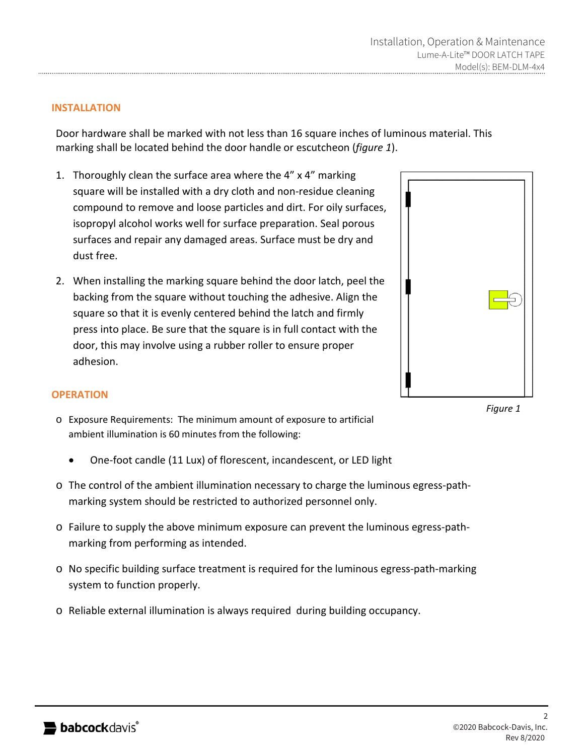## INSTALLATION

Door hardware shall be marked with not less than 16 square inches of luminous material. This marking shall be located behind the door handle or escutcheon (*figure 1*).

1. Thoroughly clean the surface area where the 4" x 4" marking square will be installed with a dry cloth and non-residue cleaning compound to remove and loose particles and dirt. For oily surfaces, isopropyl alcohol works well for surface preparation. Seal porous surfaces and repair any damaged areas. Surface must be dry and dust free.
2. When installing the marking square behind the door latch, peel the backing from the square without touching the adhesive. Align the square so that it is evenly centered behind the latch and firmly press into place. Be sure that the square is in full contact with the door, this may involve using a rubber roller to ensure proper adhesion.

*Figure 1*

## OPERATION

- Exposure Requirements: The minimum amount of exposure to artificial ambient illumination is 60 minutes from the following:
  - One-foot candle (11 Lux) of florescent, incandescent, or LED light
- The control of the ambient illumination necessary to charge the luminous egress-path-marking system should be restricted to authorized personnel only.
- Failure to supply the above minimum exposure can prevent the luminous egress-path-marking from performing as intended.
- No specific building surface treatment is required for the luminous egress-path-marking system to function properly.
- Reliable external illumination is always required during building occupancy.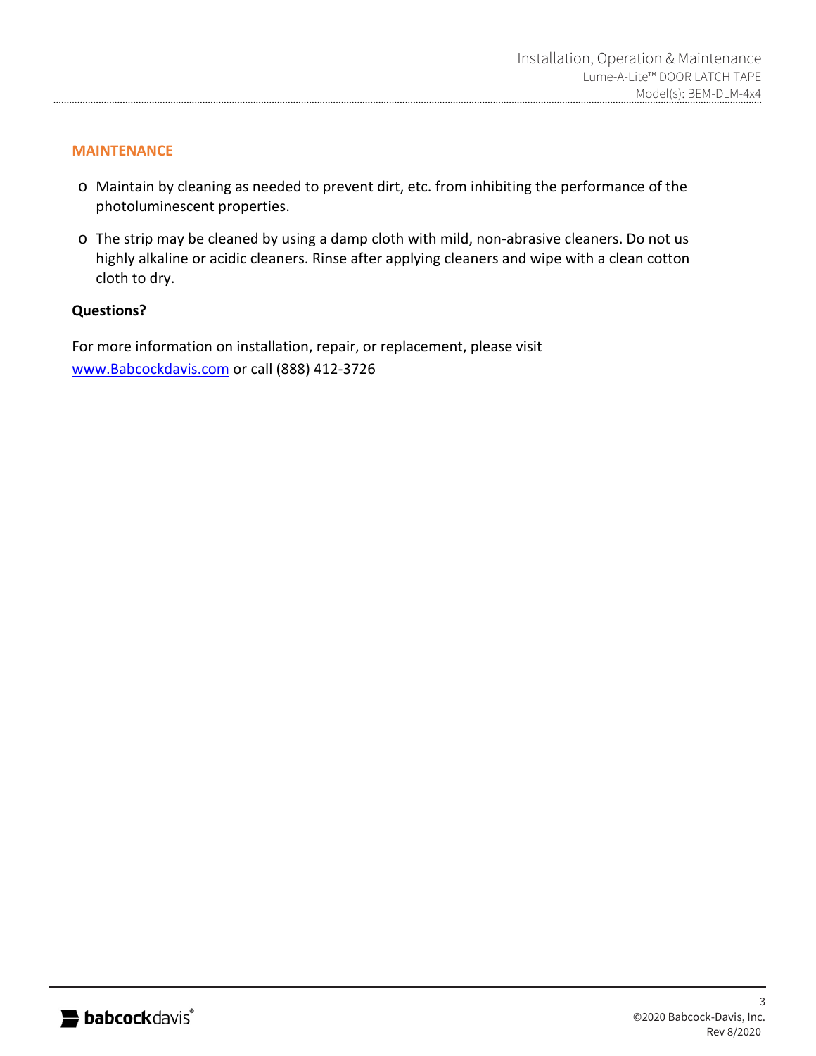## MAINTENANCE

- Maintain by cleaning as needed to prevent dirt, etc. from inhibiting the performance of the photoluminescent properties.
- The strip may be cleaned by using a damp cloth with mild, non-abrasive cleaners. Do not us highly alkaline or acidic cleaners. Rinse after applying cleaners and wipe with a clean cotton cloth to dry.

**Questions?**

For more information on installation, repair, or replacement, please visit [www.Babcockdavis.com](http://www.Babcockdavis.com) or call (888) 412-3726